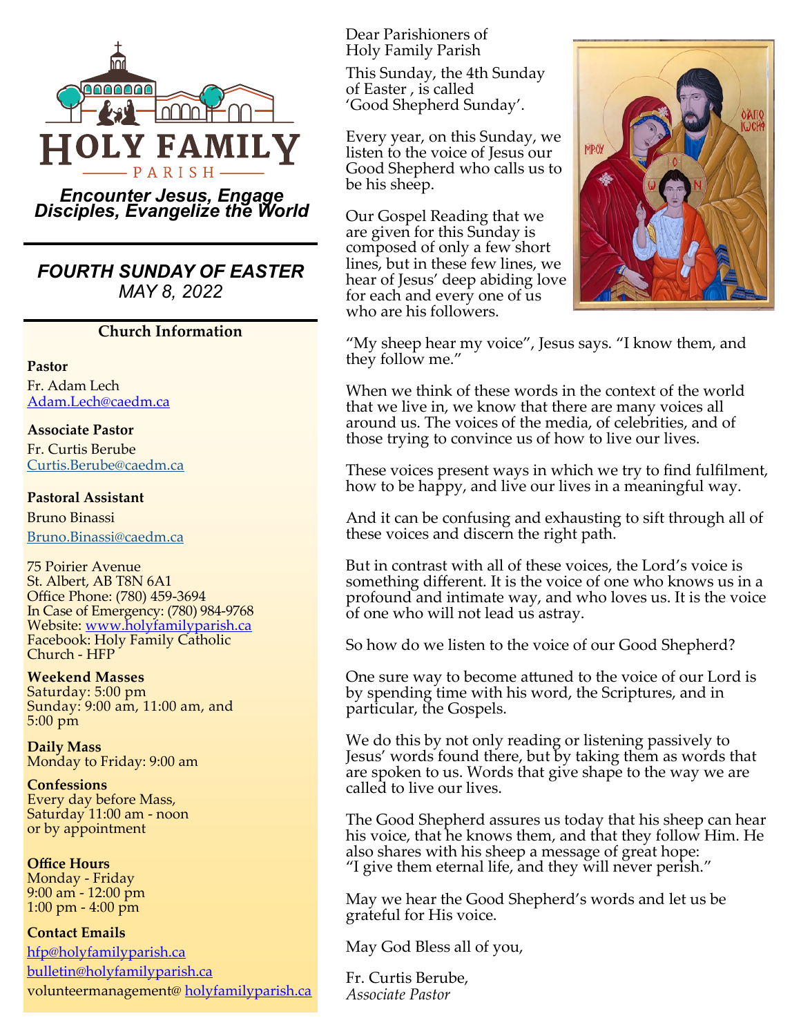# HOLY FAMILY PARISH

*Encounter Jesus, Engage Disciples, Evangelize the World*

## *FOURTH SUNDAY OF EASTER*

*MAY 8, 2022*

### Church Information

**Pastor**
Fr. Adam Lech
Adam.Lech@caedm.ca

**Associate Pastor**
Fr. Curtis Berube
Curtis.Berube@caedm.ca

**Pastoral Assistant**
Bruno Binassi
Bruno.Binassi@caedm.ca

75 Poirier Avenue
St. Albert, AB T8N 6A1
Office Phone: (780) 459-3694
In Case of Emergency: (780) 984-9768
Website: www.holyfamilyparish.ca
Facebook: Holy Family Catholic Church - HFP

**Weekend Masses**
Saturday: 5:00 pm
Sunday: 9:00 am, 11:00 am, and 5:00 pm

**Daily Mass**
Monday to Friday: 9:00 am

**Confessions**
Every day before Mass,
Saturday 11:00 am - noon
or by appointment

**Office Hours**
Monday - Friday
9:00 am - 12:00 pm
1:00 pm - 4:00 pm

**Contact Emails**
hfp@holyfamilyparish.ca
bulletin@holyfamilyparish.ca
volunteermanagement@ holyfamilyparish.ca

---

Dear Parishioners of Holy Family Parish

This Sunday, the 4th Sunday of Easter , is called 'Good Shepherd Sunday'.

Every year, on this Sunday, we listen to the voice of Jesus our Good Shepherd who calls us to be his sheep.

Our Gospel Reading that we are given for this Sunday is composed of only a few short lines, but in these few lines, we hear of Jesus' deep abiding love for each and every one of us who are his followers.

"My sheep hear my voice", Jesus says. "I know them, and they follow me."

When we think of these words in the context of the world that we live in, we know that there are many voices all around us. The voices of the media, of celebrities, and of those trying to convince us of how to live our lives.

These voices present ways in which we try to find fulfilment, how to be happy, and live our lives in a meaningful way.

And it can be confusing and exhausting to sift through all of these voices and discern the right path.

But in contrast with all of these voices, the Lord's voice is something different. It is the voice of one who knows us in a profound and intimate way, and who loves us. It is the voice of one who will not lead us astray.

So how do we listen to the voice of our Good Shepherd?

One sure way to become attuned to the voice of our Lord is by spending time with his word, the Scriptures, and in particular, the Gospels.

We do this by not only reading or listening passively to Jesus' words found there, but by taking them as words that are spoken to us. Words that give shape to the way we are called to live our lives.

The Good Shepherd assures us today that his sheep can hear his voice, that he knows them, and that they follow Him. He also shares with his sheep a message of great hope:
"I give them eternal life, and they will never perish."

May we hear the Good Shepherd's words and let us be grateful for His voice.

May God Bless all of you,

Fr. Curtis Berube,
*Associate Pastor*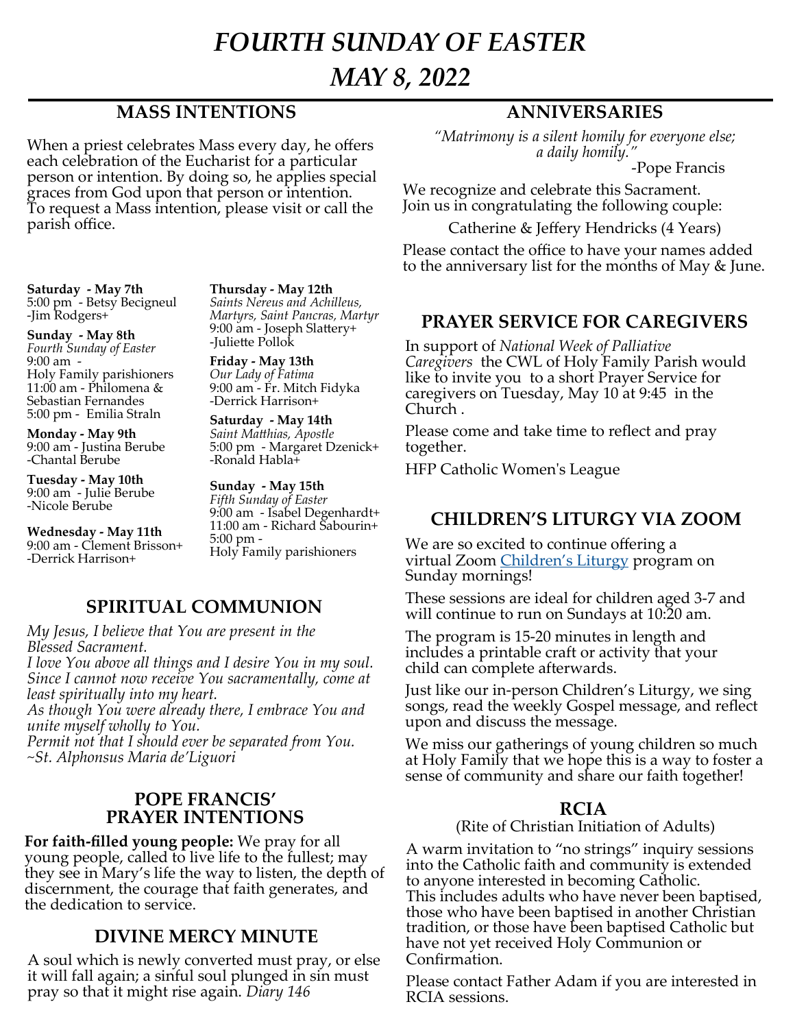# *FOURTH SUNDAY OF EASTER*

# *MAY 8, 2022*

## MASS INTENTIONS

When a priest celebrates Mass every day, he offers each celebration of the Eucharist for a particular person or intention. By doing so, he applies special graces from God upon that person or intention. To request a Mass intention, please visit or call the parish office.

**Saturday - May 7th**
5:00 pm - Betsy Becigneul
-Jim Rodgers+

**Sunday - May 8th**
*Fourth Sunday of Easter*
9:00 am -
Holy Family parishioners
11:00 am - Philomena & Sebastian Fernandes
5:00 pm - Emilia Straln

**Monday - May 9th**
9:00 am - Justina Berube
-Chantal Berube

**Tuesday - May 10th**
9:00 am - Julie Berube
-Nicole Berube

**Wednesday - May 11th**
9:00 am - Clement Brisson+
-Derrick Harrison+

**Thursday - May 12th**
*Saints Nereus and Achilleus, Martyrs, Saint Pancras, Martyr*
9:00 am - Joseph Slattery+
-Juliette Pollok

**Friday - May 13th**
*Our Lady of Fatima*
9:00 am - Fr. Mitch Fidyka
-Derrick Harrison+

**Saturday - May 14th**
*Saint Matthias, Apostle*
5:00 pm - Margaret Dzenick+
-Ronald Habla+

**Sunday - May 15th**
*Fifth Sunday of Easter*
9:00 am - Isabel Degenhardt+
11:00 am - Richard Sabourin+
5:00 pm -
Holy Family parishioners

## SPIRITUAL COMMUNION

*My Jesus, I believe that You are present in the Blessed Sacrament.*
*I love You above all things and I desire You in my soul. Since I cannot now receive You sacramentally, come at least spiritually into my heart.*
*As though You were already there, I embrace You and unite myself wholly to You.*
*Permit not that I should ever be separated from You.*
*~St. Alphonsus Maria de'Liguori*

## POPE FRANCIS' PRAYER INTENTIONS

**For faith-filled young people:** We pray for all young people, called to live life to the fullest; may they see in Mary's life the way to listen, the depth of discernment, the courage that faith generates, and the dedication to service.

## DIVINE MERCY MINUTE

A soul which is newly converted must pray, or else it will fall again; a sinful soul plunged in sin must pray so that it might rise again. *Diary 146*

## ANNIVERSARIES

*"Matrimony is a silent homily for everyone else; a daily homily."*
-Pope Francis

We recognize and celebrate this Sacrament. Join us in congratulating the following couple:

Catherine & Jeffery Hendricks (4 Years)

Please contact the office to have your names added to the anniversary list for the months of May & June.

## PRAYER SERVICE FOR CAREGIVERS

In support of *National Week of Palliative Caregivers* the CWL of Holy Family Parish would like to invite you to a short Prayer Service for caregivers on Tuesday, May 10 at 9:45 in the Church .

Please come and take time to reflect and pray together.

HFP Catholic Women's League

## CHILDREN'S LITURGY VIA ZOOM

We are so excited to continue offering a virtual Zoom Children's Liturgy program on Sunday mornings!

These sessions are ideal for children aged 3-7 and will continue to run on Sundays at 10:20 am.

The program is 15-20 minutes in length and includes a printable craft or activity that your child can complete afterwards.

Just like our in-person Children's Liturgy, we sing songs, read the weekly Gospel message, and reflect upon and discuss the message.

We miss our gatherings of young children so much at Holy Family that we hope this is a way to foster a sense of community and share our faith together!

## RCIA

(Rite of Christian Initiation of Adults)

A warm invitation to "no strings" inquiry sessions into the Catholic faith and community is extended to anyone interested in becoming Catholic. This includes adults who have never been baptised, those who have been baptised in another Christian tradition, or those have been baptised Catholic but have not yet received Holy Communion or Confirmation.

Please contact Father Adam if you are interested in RCIA sessions.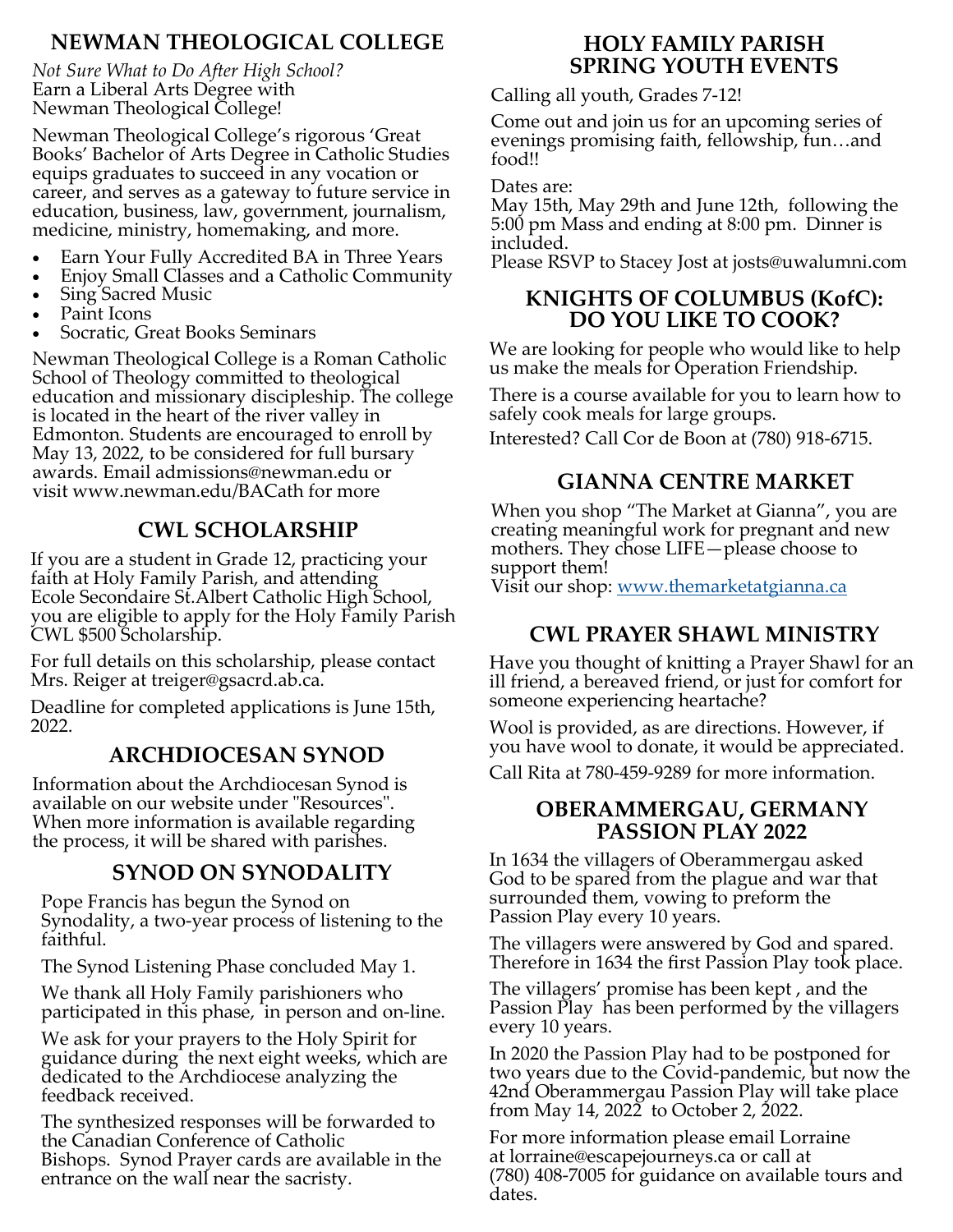## NEWMAN THEOLOGICAL COLLEGE

*Not Sure What to Do After High School?*
Earn a Liberal Arts Degree with Newman Theological College!

Newman Theological College's rigorous 'Great Books' Bachelor of Arts Degree in Catholic Studies equips graduates to succeed in any vocation or career, and serves as a gateway to future service in education, business, law, government, journalism, medicine, ministry, homemaking, and more.

- Earn Your Fully Accredited BA in Three Years
- Enjoy Small Classes and a Catholic Community
- Sing Sacred Music
- Paint Icons
- Socratic, Great Books Seminars

Newman Theological College is a Roman Catholic School of Theology committed to theological education and missionary discipleship. The college is located in the heart of the river valley in Edmonton. Students are encouraged to enroll by May 13, 2022, to be considered for full bursary awards. Email admissions@newman.edu or visit www.newman.edu/BACath for more

## CWL SCHOLARSHIP

If you are a student in Grade 12, practicing your faith at Holy Family Parish, and attending Ecole Secondaire St.Albert Catholic High School, you are eligible to apply for the Holy Family Parish CWL $500 Scholarship.

For full details on this scholarship, please contact Mrs. Reiger at treiger@gsacrd.ab.ca.

Deadline for completed applications is June 15th, 2022.

## ARCHDIOCESAN SYNOD

Information about the Archdiocesan Synod is available on our website under "Resources". When more information is available regarding the process, it will be shared with parishes.

## SYNOD ON SYNODALITY

Pope Francis has begun the Synod on Synodality, a two-year process of listening to the faithful.

The Synod Listening Phase concluded May 1.

We thank all Holy Family parishioners who participated in this phase, in person and on-line.

We ask for your prayers to the Holy Spirit for guidance during the next eight weeks, which are dedicated to the Archdiocese analyzing the feedback received.

The synthesized responses will be forwarded to the Canadian Conference of Catholic Bishops. Synod Prayer cards are available in the entrance on the wall near the sacristy.

## HOLY FAMILY PARISH SPRING YOUTH EVENTS

Calling all youth, Grades 7-12!

Come out and join us for an upcoming series of evenings promising faith, fellowship, fun…and food!!

Dates are:
May 15th, May 29th and June 12th, following the 5:00 pm Mass and ending at 8:00 pm. Dinner is included.
Please RSVP to Stacey Jost at josts@uwalumni.com

## KNIGHTS OF COLUMBUS (KofC): DO YOU LIKE TO COOK?

We are looking for people who would like to help us make the meals for Operation Friendship.

There is a course available for you to learn how to safely cook meals for large groups.

Interested? Call Cor de Boon at (780) 918-6715.

## GIANNA CENTRE MARKET

When you shop "The Market at Gianna", you are creating meaningful work for pregnant and new mothers. They chose LIFE—please choose to support them!
Visit our shop: www.themarketatgianna.ca

## CWL PRAYER SHAWL MINISTRY

Have you thought of knitting a Prayer Shawl for an ill friend, a bereaved friend, or just for comfort for someone experiencing heartache?

Wool is provided, as are directions. However, if you have wool to donate, it would be appreciated.

Call Rita at 780-459-9289 for more information.

## OBERAMMERGAU, GERMANY PASSION PLAY 2022

In 1634 the villagers of Oberammergau asked God to be spared from the plague and war that surrounded them, vowing to preform the Passion Play every 10 years.

The villagers were answered by God and spared. Therefore in 1634 the first Passion Play took place.

The villagers' promise has been kept , and the Passion Play has been performed by the villagers every 10 years.

In 2020 the Passion Play had to be postponed for two years due to the Covid-pandemic, but now the 42nd Oberammergau Passion Play will take place from May 14, 2022 to October 2, 2022.

For more information please email Lorraine at lorraine@escapejourneys.ca or call at (780) 408-7005 for guidance on available tours and dates.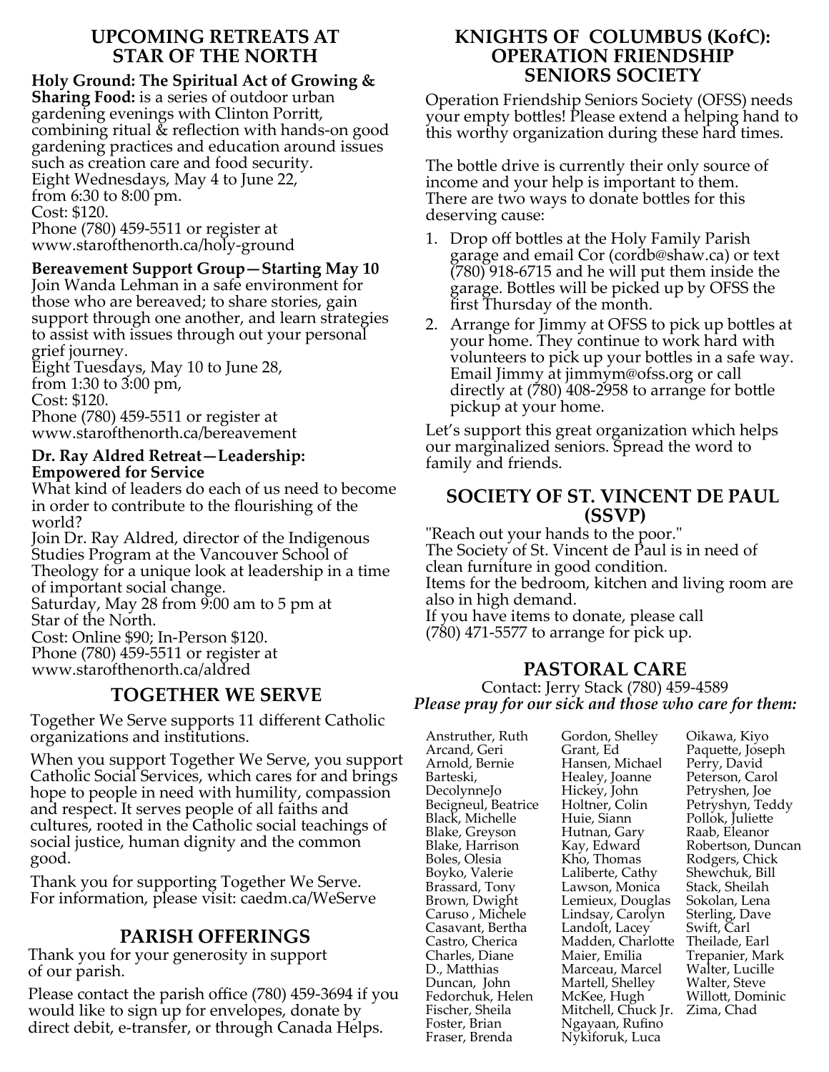## UPCOMING RETREATS AT STAR OF THE NORTH

**Holy Ground: The Spiritual Act of Growing & Sharing Food:** is a series of outdoor urban gardening evenings with Clinton Porritt, combining ritual & reflection with hands-on good gardening practices and education around issues such as creation care and food security.
Eight Wednesdays, May 4 to June 22,
from 6:30 to 8:00 pm.
Cost: $120.
Phone (780) 459-5511 or register at
www.starofthenorth.ca/holy-ground

**Bereavement Support Group—Starting May 10**
Join Wanda Lehman in a safe environment for those who are bereaved; to share stories, gain support through one another, and learn strategies to assist with issues through out your personal grief journey.
Eight Tuesdays, May 10 to June 28,
from 1:30 to 3:00 pm,
Cost: $120.
Phone (780) 459-5511 or register at
www.starofthenorth.ca/bereavement

**Dr. Ray Aldred Retreat—Leadership: Empowered for Service**
What kind of leaders do each of us need to become in order to contribute to the flourishing of the world?
Join Dr. Ray Aldred, director of the Indigenous Studies Program at the Vancouver School of Theology for a unique look at leadership in a time of important social change.
Saturday, May 28 from 9:00 am to 5 pm at Star of the North.
Cost: Online $90; In-Person $120.
Phone (780) 459-5511 or register at
www.starofthenorth.ca/aldred

## TOGETHER WE SERVE

Together We Serve supports 11 different Catholic organizations and institutions.

When you support Together We Serve, you support Catholic Social Services, which cares for and brings hope to people in need with humility, compassion and respect. It serves people of all faiths and cultures, rooted in the Catholic social teachings of social justice, human dignity and the common good.

Thank you for supporting Together We Serve.
For information, please visit: caedm.ca/WeServe

## PARISH OFFERINGS

Thank you for your generosity in support of our parish.

Please contact the parish office (780) 459-3694 if you would like to sign up for envelopes, donate by direct debit, e-transfer, or through Canada Helps.

## KNIGHTS OF COLUMBUS (KofC): OPERATION FRIENDSHIP SENIORS SOCIETY

Operation Friendship Seniors Society (OFSS) needs your empty bottles! Please extend a helping hand to this worthy organization during these hard times.

The bottle drive is currently their only source of income and your help is important to them. There are two ways to donate bottles for this deserving cause:

1. Drop off bottles at the Holy Family Parish garage and email Cor (cordb@shaw.ca) or text (780) 918-6715 and he will put them inside the garage. Bottles will be picked up by OFSS the first Thursday of the month.
2. Arrange for Jimmy at OFSS to pick up bottles at your home. They continue to work hard with volunteers to pick up your bottles in a safe way. Email Jimmy at jimmym@ofss.org or call directly at (780) 408-2958 to arrange for bottle pickup at your home.

Let's support this great organization which helps our marginalized seniors. Spread the word to family and friends.

## SOCIETY OF ST. VINCENT DE PAUL (SSVP)

"Reach out your hands to the poor."
The Society of St. Vincent de Paul is in need of clean furniture in good condition.
Items for the bedroom, kitchen and living room are also in high demand.
If you have items to donate, please call (780) 471-5577 to arrange for pick up.

## PASTORAL CARE

Contact: Jerry Stack (780) 459-4589
***Please pray for our sick and those who care for them:***

Anstruther, Ruth
Arcand, Geri
Arnold, Bernie
Barteski, DecolynneJo
Becigneul, Beatrice
Black, Michelle
Blake, Greyson
Blake, Harrison
Boles, Olesia
Boyko, Valerie
Brassard, Tony
Brown, Dwight
Caruso , Michele
Casavant, Bertha
Castro, Cherica
Charles, Diane
D., Matthias
Duncan, John
Fedorchuk, Helen
Fischer, Sheila
Foster, Brian
Fraser, Brenda
Gordon, Shelley
Grant, Ed
Hansen, Michael
Healey, Joanne
Hickey, John
Holtner, Colin
Huie, Siann
Hutnan, Gary
Kay, Edward
Kho, Thomas
Laliberte, Cathy
Lawson, Monica
Lemieux, Douglas
Lindsay, Carolyn
Landolt, Lacey
Madden, Charlotte
Maier, Emilia
Marceau, Marcel
Martell, Shelley
McKee, Hugh
Mitchell, Chuck Jr.
Ngayaan, Rufino
Nykiforuk, Luca
Oikawa, Kiyo
Paquette, Joseph
Perry, David
Peterson, Carol
Petryshen, Joe
Petryshyn, Teddy
Pollok, Juliette
Raab, Eleanor
Robertson, Duncan
Rodgers, Chick
Shewchuk, Bill
Stack, Sheilah
Sokolan, Lena
Sterling, Dave
Swift, Carl
Theilade, Earl
Trepanier, Mark
Walter, Lucille
Walter, Steve
Willott, Dominic
Zima, Chad